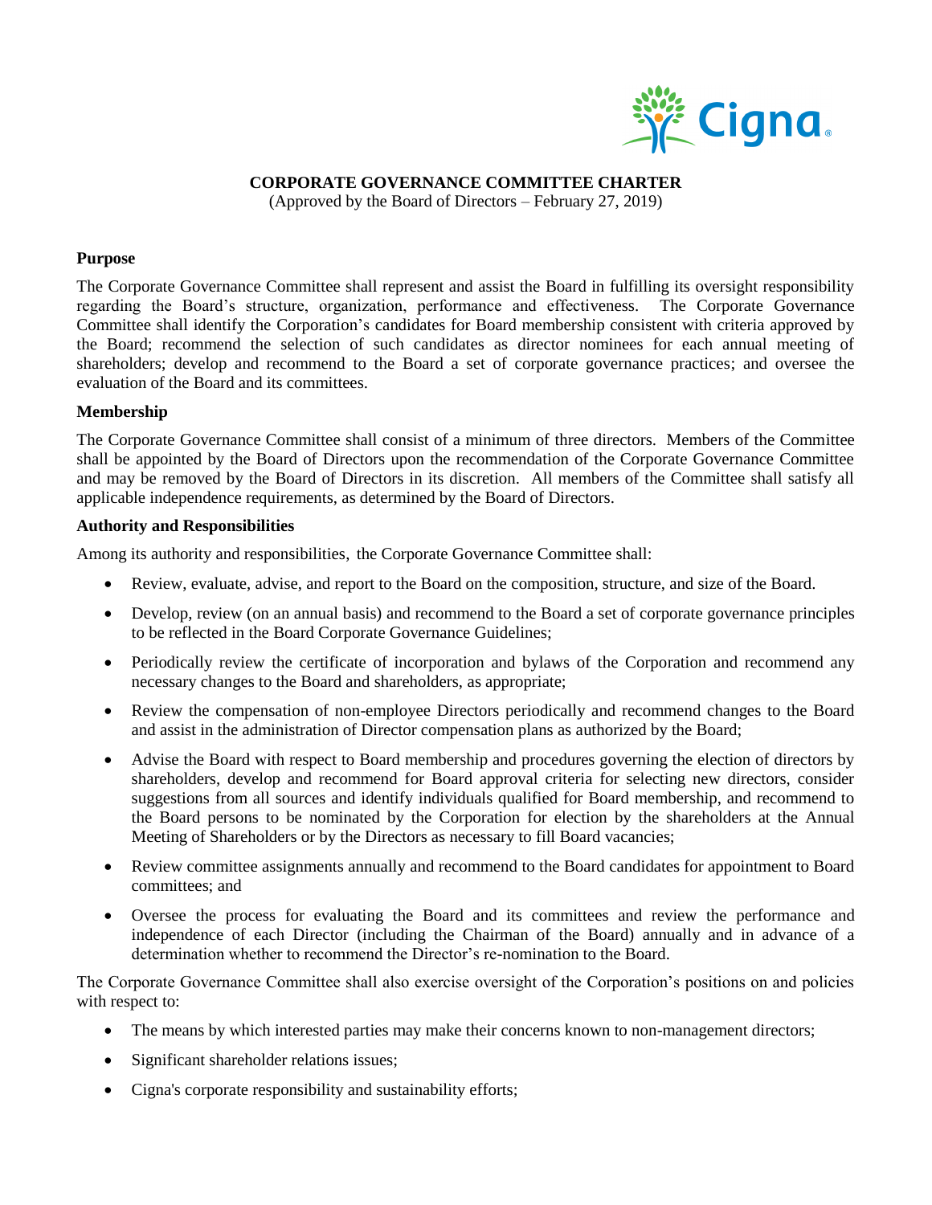# CORPORATE GOVERNANCE COMMITTEE CHARTER

(Approved by the Board of Directors – February 27, 2019)

## Purpose

The Corporate Governance Committee shall represent and assist the Board in fulfilling its oversight responsibility regarding the Board's structure, organization, performance and effectiveness. The Corporate Governance Committee shall identify the Corporation's candidates for Board membership consistent with criteria approved by the Board; recommend the selection of such candidates as director nominees for each annual meeting of shareholders; develop and recommend to the Board a set of corporate governance practices; and oversee the evaluation of the Board and its committees.

## Membership

The Corporate Governance Committee shall consist of a minimum of three directors. Members of the Committee shall be appointed by the Board of Directors upon the recommendation of the Corporate Governance Committee and may be removed by the Board of Directors in its discretion. All members of the Committee shall satisfy all applicable independence requirements, as determined by the Board of Directors.

## Authority and Responsibilities

Among its authority and responsibilities, the Corporate Governance Committee shall:

- Review, evaluate, advise, and report to the Board on the composition, structure, and size of the Board.
- Develop, review (on an annual basis) and recommend to the Board a set of corporate governance principles to be reflected in the Board Corporate Governance Guidelines;
- Periodically review the certificate of incorporation and bylaws of the Corporation and recommend any necessary changes to the Board and shareholders, as appropriate;
- Review the compensation of non-employee Directors periodically and recommend changes to the Board and assist in the administration of Director compensation plans as authorized by the Board;
- Advise the Board with respect to Board membership and procedures governing the election of directors by shareholders, develop and recommend for Board approval criteria for selecting new directors, consider suggestions from all sources and identify individuals qualified for Board membership, and recommend to the Board persons to be nominated by the Corporation for election by the shareholders at the Annual Meeting of Shareholders or by the Directors as necessary to fill Board vacancies;
- Review committee assignments annually and recommend to the Board candidates for appointment to Board committees; and
- Oversee the process for evaluating the Board and its committees and review the performance and independence of each Director (including the Chairman of the Board) annually and in advance of a determination whether to recommend the Director's re-nomination to the Board.

The Corporate Governance Committee shall also exercise oversight of the Corporation's positions on and policies with respect to:

- The means by which interested parties may make their concerns known to non-management directors;
- Significant shareholder relations issues;
- Cigna's corporate responsibility and sustainability efforts;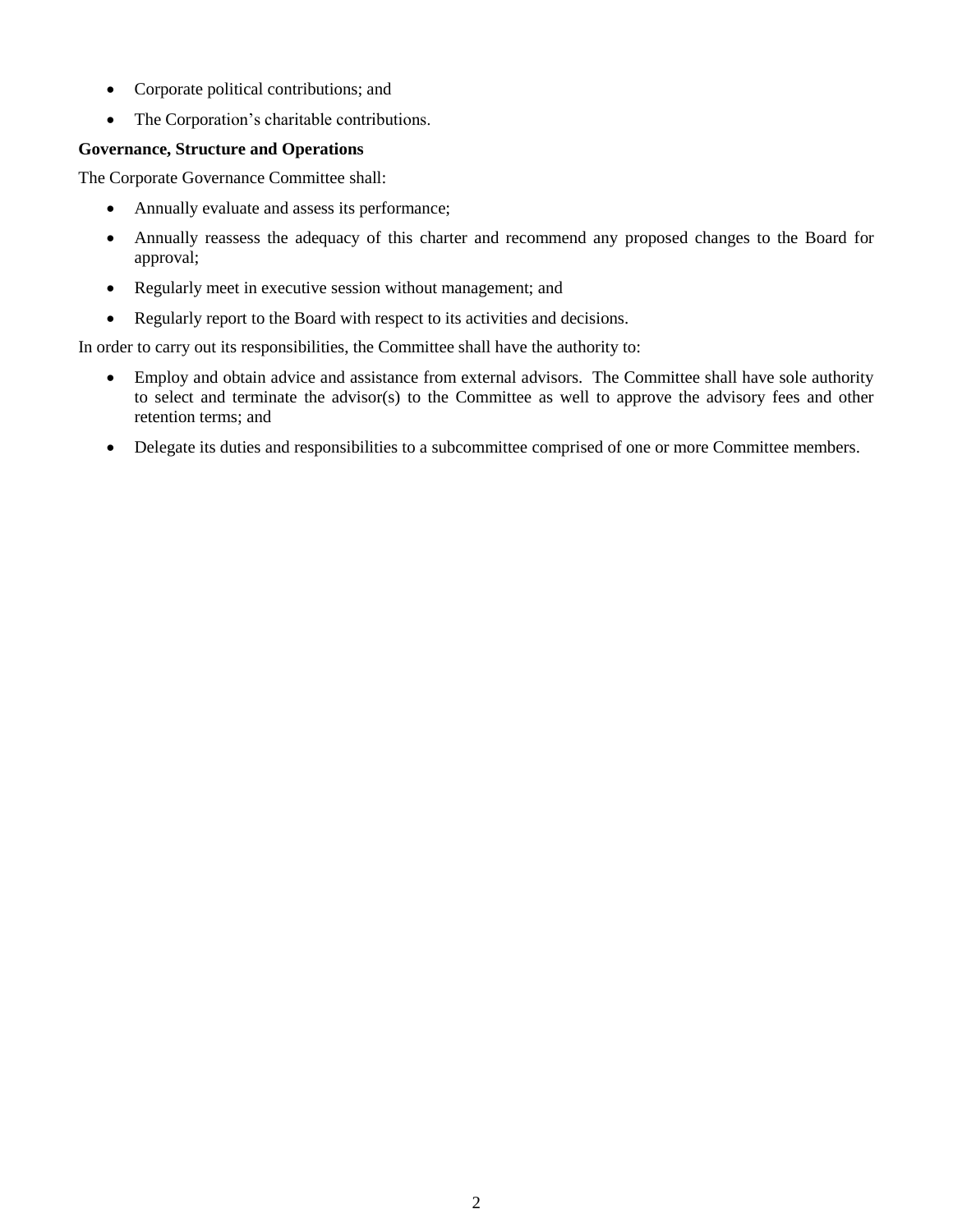- Corporate political contributions; and
- The Corporation's charitable contributions.

**Governance, Structure and Operations**

The Corporate Governance Committee shall:

- Annually evaluate and assess its performance;
- Annually reassess the adequacy of this charter and recommend any proposed changes to the Board for approval;
- Regularly meet in executive session without management; and
- Regularly report to the Board with respect to its activities and decisions.

In order to carry out its responsibilities, the Committee shall have the authority to:

- Employ and obtain advice and assistance from external advisors. The Committee shall have sole authority to select and terminate the advisor(s) to the Committee as well to approve the advisory fees and other retention terms; and
- Delegate its duties and responsibilities to a subcommittee comprised of one or more Committee members.